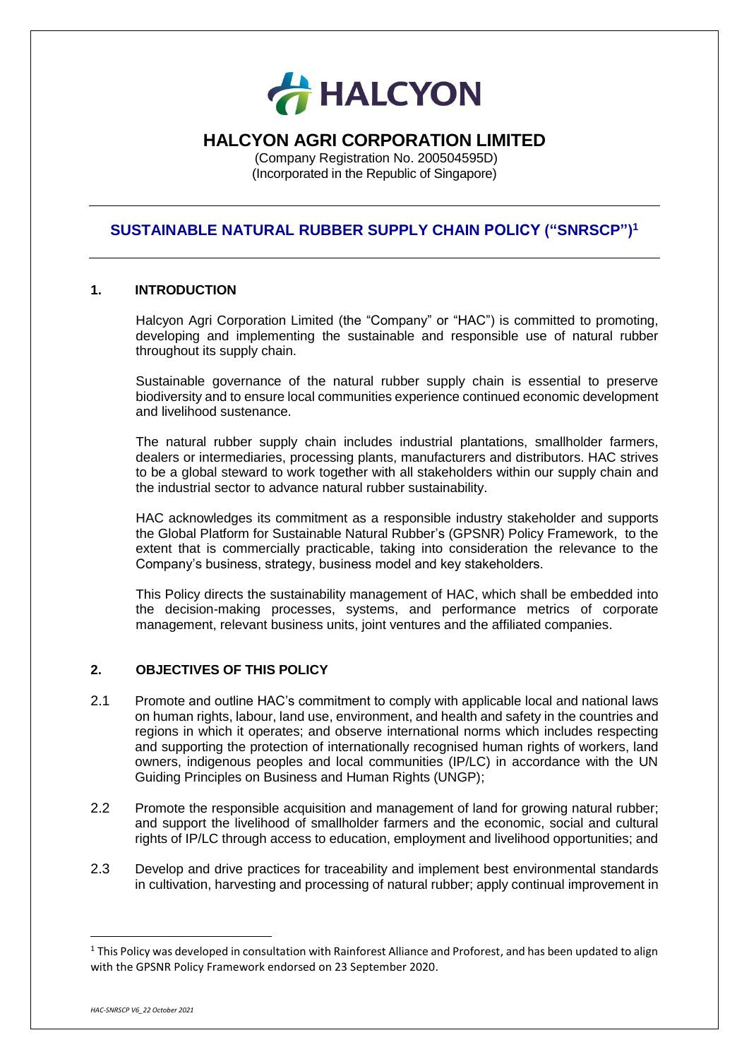# HALCYON AGRI CORPORATION LIMITED

(Company Registration No. 200504595D)
(Incorporated in the Republic of Singapore)

## SUSTAINABLE NATURAL RUBBER SUPPLY CHAIN POLICY ("SNRSCP")[1]

### 1. INTRODUCTION

Halcyon Agri Corporation Limited (the "Company" or "HAC") is committed to promoting, developing and implementing the sustainable and responsible use of natural rubber throughout its supply chain.

Sustainable governance of the natural rubber supply chain is essential to preserve biodiversity and to ensure local communities experience continued economic development and livelihood sustenance.

The natural rubber supply chain includes industrial plantations, smallholder farmers, dealers or intermediaries, processing plants, manufacturers and distributors. HAC strives to be a global steward to work together with all stakeholders within our supply chain and the industrial sector to advance natural rubber sustainability.

HAC acknowledges its commitment as a responsible industry stakeholder and supports the Global Platform for Sustainable Natural Rubber's (GPSNR) Policy Framework, to the extent that is commercially practicable, taking into consideration the relevance to the Company's business, strategy, business model and key stakeholders.

This Policy directs the sustainability management of HAC, which shall be embedded into the decision-making processes, systems, and performance metrics of corporate management, relevant business units, joint ventures and the affiliated companies.

### 2. OBJECTIVES OF THIS POLICY

2.1 Promote and outline HAC's commitment to comply with applicable local and national laws on human rights, labour, land use, environment, and health and safety in the countries and regions in which it operates; and observe international norms which includes respecting and supporting the protection of internationally recognised human rights of workers, land owners, indigenous peoples and local communities (IP/LC) in accordance with the UN Guiding Principles on Business and Human Rights (UNGP);

2.2 Promote the responsible acquisition and management of land for growing natural rubber; and support the livelihood of smallholder farmers and the economic, social and cultural rights of IP/LC through access to education, employment and livelihood opportunities; and

2.3 Develop and drive practices for traceability and implement best environmental standards in cultivation, harvesting and processing of natural rubber; apply continual improvement in

[1] This Policy was developed in consultation with Rainforest Alliance and Proforest, and has been updated to align with the GPSNR Policy Framework endorsed on 23 September 2020.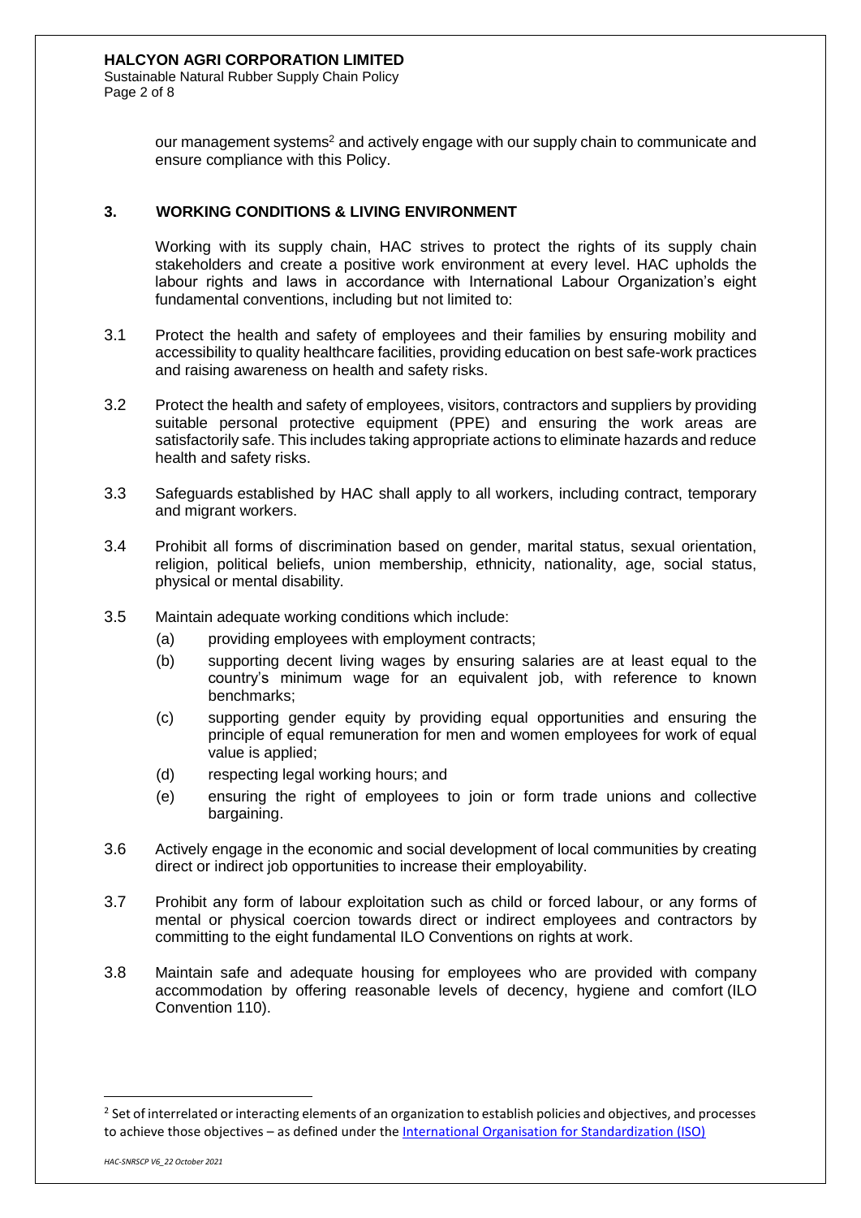our management systems[2] and actively engage with our supply chain to communicate and ensure compliance with this Policy.

## 3. WORKING CONDITIONS & LIVING ENVIRONMENT

Working with its supply chain, HAC strives to protect the rights of its supply chain stakeholders and create a positive work environment at every level. HAC upholds the labour rights and laws in accordance with International Labour Organization's eight fundamental conventions, including but not limited to:

3.1 Protect the health and safety of employees and their families by ensuring mobility and accessibility to quality healthcare facilities, providing education on best safe-work practices and raising awareness on health and safety risks.

3.2 Protect the health and safety of employees, visitors, contractors and suppliers by providing suitable personal protective equipment (PPE) and ensuring the work areas are satisfactorily safe. This includes taking appropriate actions to eliminate hazards and reduce health and safety risks.

3.3 Safeguards established by HAC shall apply to all workers, including contract, temporary and migrant workers.

3.4 Prohibit all forms of discrimination based on gender, marital status, sexual orientation, religion, political beliefs, union membership, ethnicity, nationality, age, social status, physical or mental disability.

3.5 Maintain adequate working conditions which include:

- (a) providing employees with employment contracts;
- (b) supporting decent living wages by ensuring salaries are at least equal to the country's minimum wage for an equivalent job, with reference to known benchmarks;
- (c) supporting gender equity by providing equal opportunities and ensuring the principle of equal remuneration for men and women employees for work of equal value is applied;
- (d) respecting legal working hours; and
- (e) ensuring the right of employees to join or form trade unions and collective bargaining.

3.6 Actively engage in the economic and social development of local communities by creating direct or indirect job opportunities to increase their employability.

3.7 Prohibit any form of labour exploitation such as child or forced labour, or any forms of mental or physical coercion towards direct or indirect employees and contractors by committing to the eight fundamental ILO Conventions on rights at work.

3.8 Maintain safe and adequate housing for employees who are provided with company accommodation by offering reasonable levels of decency, hygiene and comfort (ILO Convention 110).

---

[2] Set of interrelated or interacting elements of an organization to establish policies and objectives, and processes to achieve those objectives – as defined under the International Organisation for Standardization (ISO)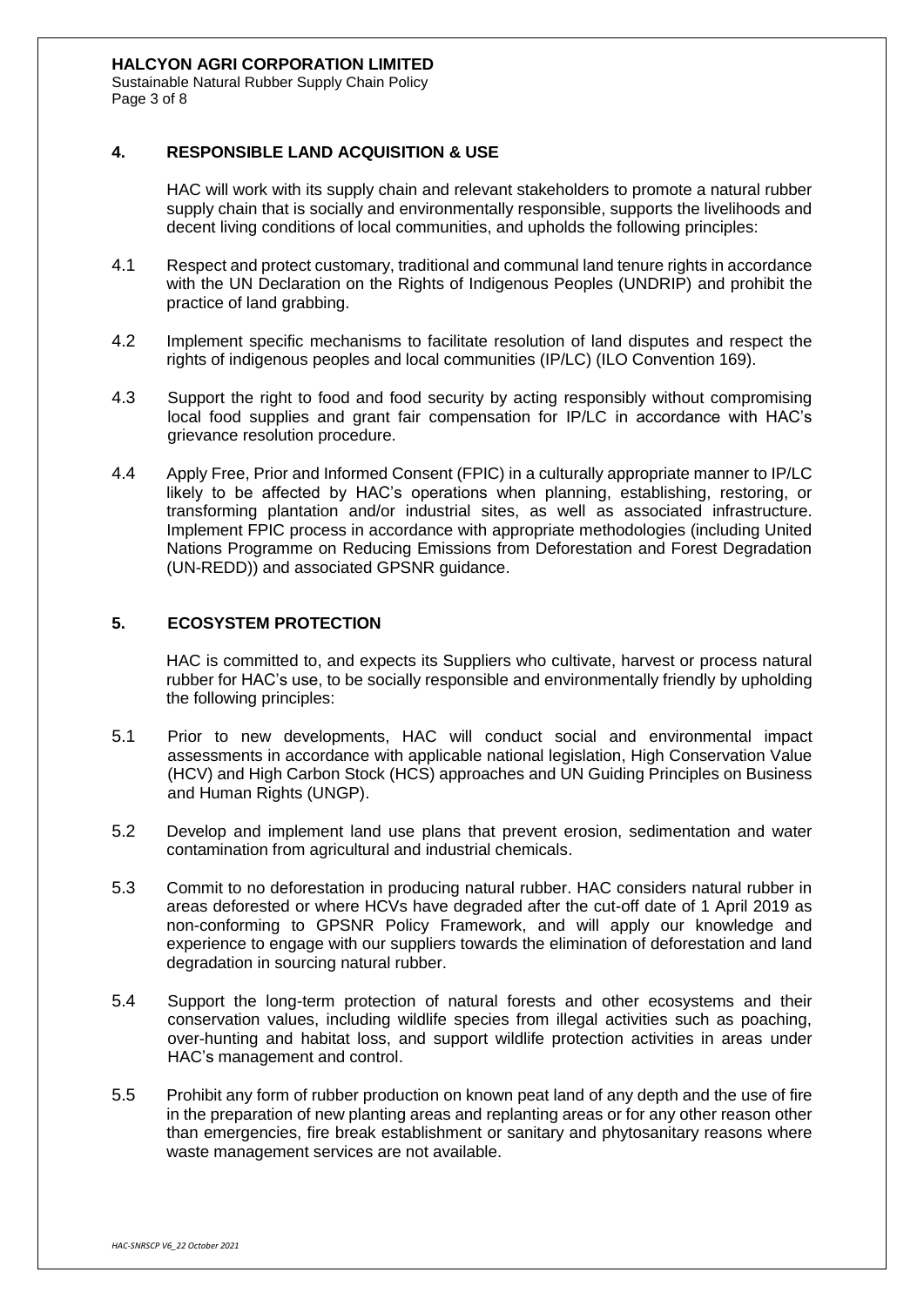## 4. RESPONSIBLE LAND ACQUISITION & USE

HAC will work with its supply chain and relevant stakeholders to promote a natural rubber supply chain that is socially and environmentally responsible, supports the livelihoods and decent living conditions of local communities, and upholds the following principles:

4.1 Respect and protect customary, traditional and communal land tenure rights in accordance with the UN Declaration on the Rights of Indigenous Peoples (UNDRIP) and prohibit the practice of land grabbing.

4.2 Implement specific mechanisms to facilitate resolution of land disputes and respect the rights of indigenous peoples and local communities (IP/LC) (ILO Convention 169).

4.3 Support the right to food and food security by acting responsibly without compromising local food supplies and grant fair compensation for IP/LC in accordance with HAC's grievance resolution procedure.

4.4 Apply Free, Prior and Informed Consent (FPIC) in a culturally appropriate manner to IP/LC likely to be affected by HAC's operations when planning, establishing, restoring, or transforming plantation and/or industrial sites, as well as associated infrastructure. Implement FPIC process in accordance with appropriate methodologies (including United Nations Programme on Reducing Emissions from Deforestation and Forest Degradation (UN-REDD)) and associated GPSNR guidance.

## 5. ECOSYSTEM PROTECTION

HAC is committed to, and expects its Suppliers who cultivate, harvest or process natural rubber for HAC's use, to be socially responsible and environmentally friendly by upholding the following principles:

5.1 Prior to new developments, HAC will conduct social and environmental impact assessments in accordance with applicable national legislation, High Conservation Value (HCV) and High Carbon Stock (HCS) approaches and UN Guiding Principles on Business and Human Rights (UNGP).

5.2 Develop and implement land use plans that prevent erosion, sedimentation and water contamination from agricultural and industrial chemicals.

5.3 Commit to no deforestation in producing natural rubber. HAC considers natural rubber in areas deforested or where HCVs have degraded after the cut-off date of 1 April 2019 as non-conforming to GPSNR Policy Framework, and will apply our knowledge and experience to engage with our suppliers towards the elimination of deforestation and land degradation in sourcing natural rubber.

5.4 Support the long-term protection of natural forests and other ecosystems and their conservation values, including wildlife species from illegal activities such as poaching, over-hunting and habitat loss, and support wildlife protection activities in areas under HAC's management and control.

5.5 Prohibit any form of rubber production on known peat land of any depth and the use of fire in the preparation of new planting areas and replanting areas or for any other reason other than emergencies, fire break establishment or sanitary and phytosanitary reasons where waste management services are not available.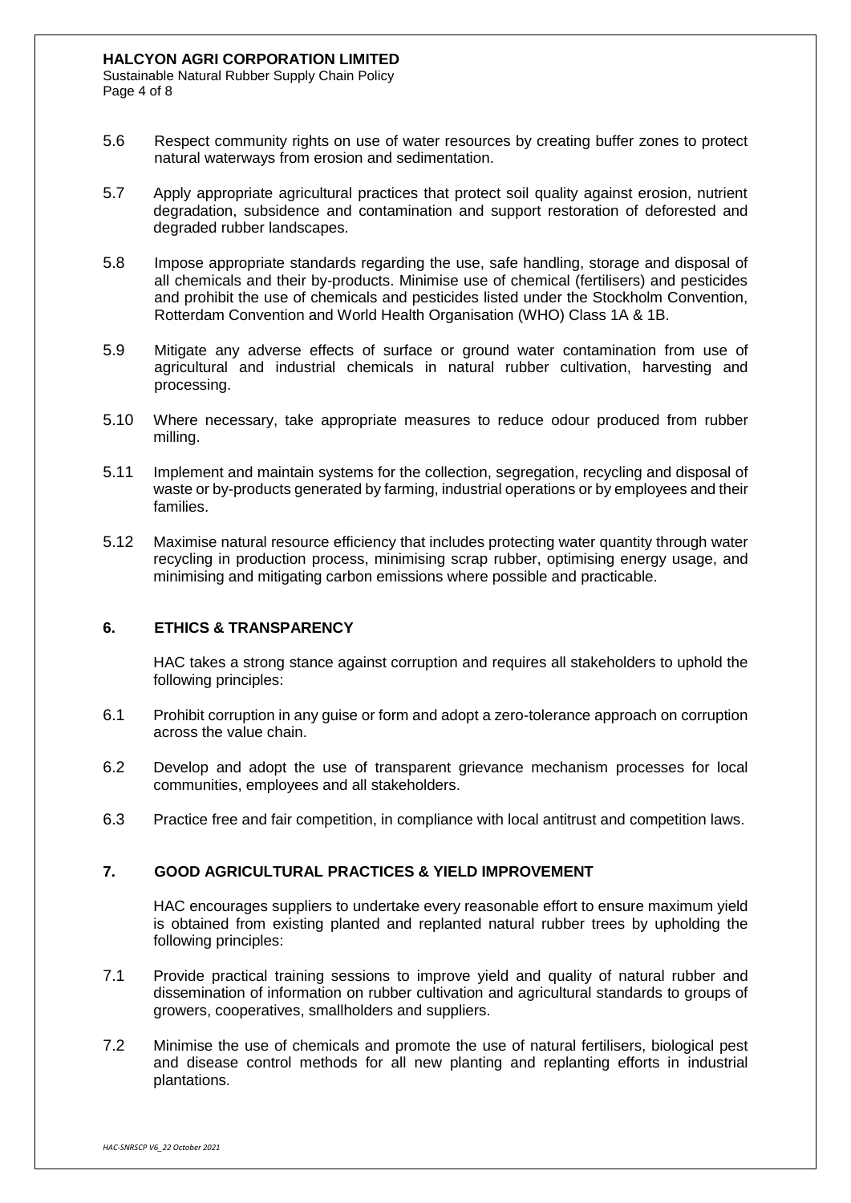5.6 Respect community rights on use of water resources by creating buffer zones to protect natural waterways from erosion and sedimentation.

5.7 Apply appropriate agricultural practices that protect soil quality against erosion, nutrient degradation, subsidence and contamination and support restoration of deforested and degraded rubber landscapes.

5.8 Impose appropriate standards regarding the use, safe handling, storage and disposal of all chemicals and their by-products. Minimise use of chemical (fertilisers) and pesticides and prohibit the use of chemicals and pesticides listed under the Stockholm Convention, Rotterdam Convention and World Health Organisation (WHO) Class 1A & 1B.

5.9 Mitigate any adverse effects of surface or ground water contamination from use of agricultural and industrial chemicals in natural rubber cultivation, harvesting and processing.

5.10 Where necessary, take appropriate measures to reduce odour produced from rubber milling.

5.11 Implement and maintain systems for the collection, segregation, recycling and disposal of waste or by-products generated by farming, industrial operations or by employees and their families.

5.12 Maximise natural resource efficiency that includes protecting water quantity through water recycling in production process, minimising scrap rubber, optimising energy usage, and minimising and mitigating carbon emissions where possible and practicable.

## 6. ETHICS & TRANSPARENCY

HAC takes a strong stance against corruption and requires all stakeholders to uphold the following principles:

6.1 Prohibit corruption in any guise or form and adopt a zero-tolerance approach on corruption across the value chain.

6.2 Develop and adopt the use of transparent grievance mechanism processes for local communities, employees and all stakeholders.

6.3 Practice free and fair competition, in compliance with local antitrust and competition laws.

## 7. GOOD AGRICULTURAL PRACTICES & YIELD IMPROVEMENT

HAC encourages suppliers to undertake every reasonable effort to ensure maximum yield is obtained from existing planted and replanted natural rubber trees by upholding the following principles:

7.1 Provide practical training sessions to improve yield and quality of natural rubber and dissemination of information on rubber cultivation and agricultural standards to groups of growers, cooperatives, smallholders and suppliers.

7.2 Minimise the use of chemicals and promote the use of natural fertilisers, biological pest and disease control methods for all new planting and replanting efforts in industrial plantations.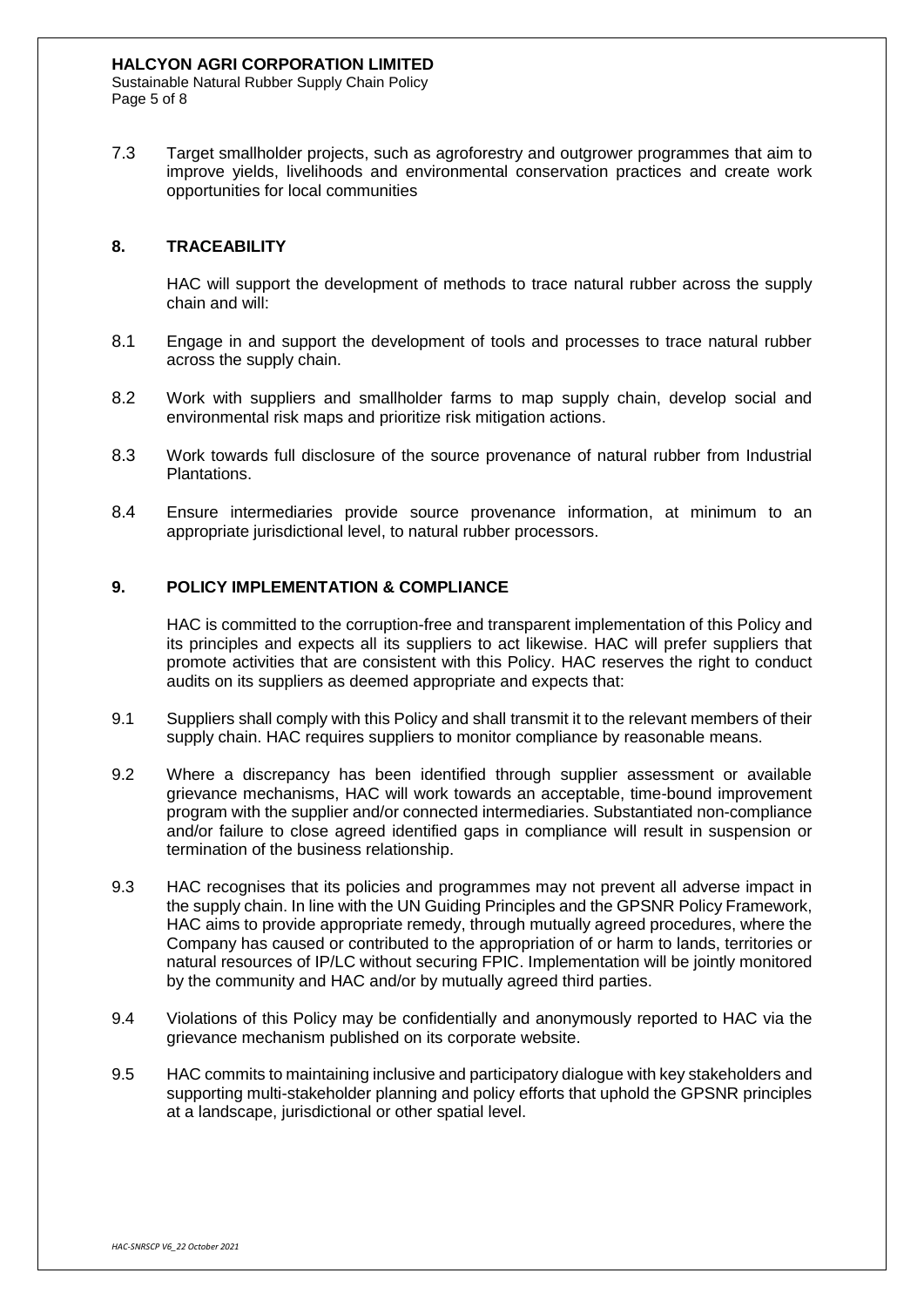7.3 Target smallholder projects, such as agroforestry and outgrower programmes that aim to improve yields, livelihoods and environmental conservation practices and create work opportunities for local communities

## 8. TRACEABILITY

HAC will support the development of methods to trace natural rubber across the supply chain and will:

8.1 Engage in and support the development of tools and processes to trace natural rubber across the supply chain.

8.2 Work with suppliers and smallholder farms to map supply chain, develop social and environmental risk maps and prioritize risk mitigation actions.

8.3 Work towards full disclosure of the source provenance of natural rubber from Industrial Plantations.

8.4 Ensure intermediaries provide source provenance information, at minimum to an appropriate jurisdictional level, to natural rubber processors.

## 9. POLICY IMPLEMENTATION & COMPLIANCE

HAC is committed to the corruption-free and transparent implementation of this Policy and its principles and expects all its suppliers to act likewise. HAC will prefer suppliers that promote activities that are consistent with this Policy. HAC reserves the right to conduct audits on its suppliers as deemed appropriate and expects that:

9.1 Suppliers shall comply with this Policy and shall transmit it to the relevant members of their supply chain. HAC requires suppliers to monitor compliance by reasonable means.

9.2 Where a discrepancy has been identified through supplier assessment or available grievance mechanisms, HAC will work towards an acceptable, time-bound improvement program with the supplier and/or connected intermediaries. Substantiated non-compliance and/or failure to close agreed identified gaps in compliance will result in suspension or termination of the business relationship.

9.3 HAC recognises that its policies and programmes may not prevent all adverse impact in the supply chain. In line with the UN Guiding Principles and the GPSNR Policy Framework, HAC aims to provide appropriate remedy, through mutually agreed procedures, where the Company has caused or contributed to the appropriation of or harm to lands, territories or natural resources of IP/LC without securing FPIC. Implementation will be jointly monitored by the community and HAC and/or by mutually agreed third parties.

9.4 Violations of this Policy may be confidentially and anonymously reported to HAC via the grievance mechanism published on its corporate website.

9.5 HAC commits to maintaining inclusive and participatory dialogue with key stakeholders and supporting multi-stakeholder planning and policy efforts that uphold the GPSNR principles at a landscape, jurisdictional or other spatial level.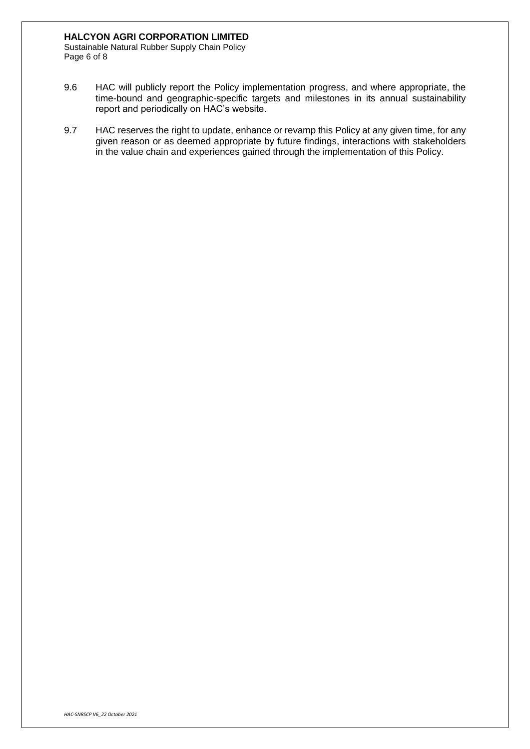9.6 HAC will publicly report the Policy implementation progress, and where appropriate, the time-bound and geographic-specific targets and milestones in its annual sustainability report and periodically on HAC's website.

9.7 HAC reserves the right to update, enhance or revamp this Policy at any given time, for any given reason or as deemed appropriate by future findings, interactions with stakeholders in the value chain and experiences gained through the implementation of this Policy.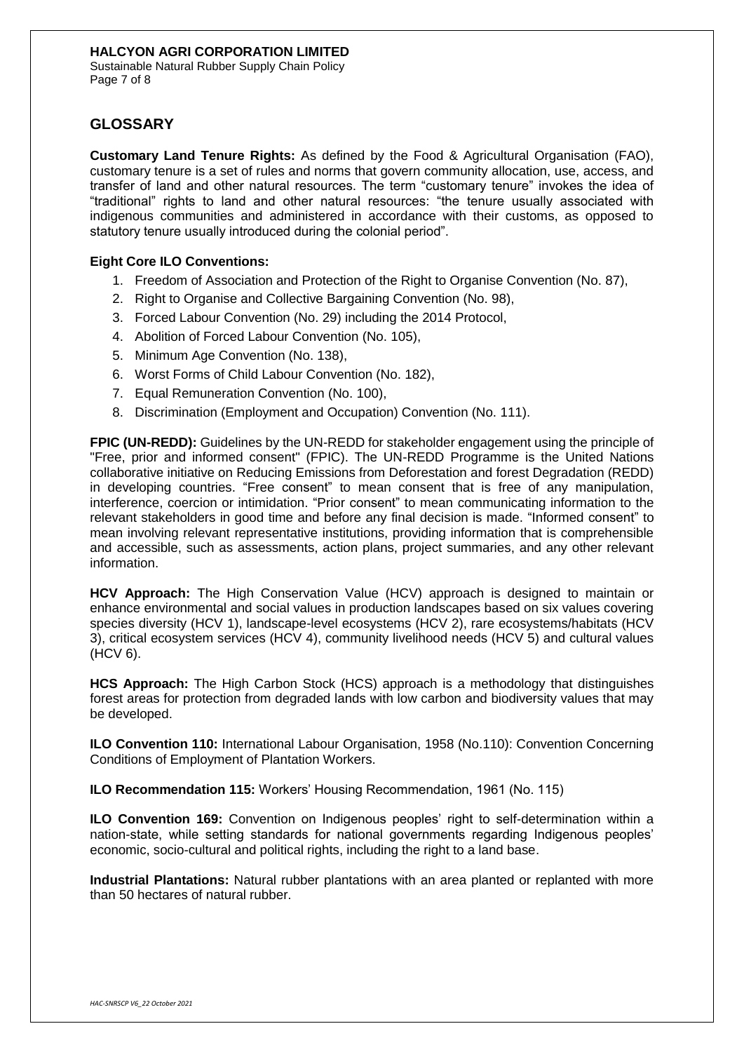## GLOSSARY

**Customary Land Tenure Rights:** As defined by the Food & Agricultural Organisation (FAO), customary tenure is a set of rules and norms that govern community allocation, use, access, and transfer of land and other natural resources. The term "customary tenure" invokes the idea of "traditional" rights to land and other natural resources: "the tenure usually associated with indigenous communities and administered in accordance with their customs, as opposed to statutory tenure usually introduced during the colonial period".

**Eight Core ILO Conventions:**

1. Freedom of Association and Protection of the Right to Organise Convention (No. 87),
2. Right to Organise and Collective Bargaining Convention (No. 98),
3. Forced Labour Convention (No. 29) including the 2014 Protocol,
4. Abolition of Forced Labour Convention (No. 105),
5. Minimum Age Convention (No. 138),
6. Worst Forms of Child Labour Convention (No. 182),
7. Equal Remuneration Convention (No. 100),
8. Discrimination (Employment and Occupation) Convention (No. 111).

**FPIC (UN-REDD):** Guidelines by the UN-REDD for stakeholder engagement using the principle of "Free, prior and informed consent" (FPIC). The UN-REDD Programme is the United Nations collaborative initiative on Reducing Emissions from Deforestation and forest Degradation (REDD) in developing countries. "Free consent" to mean consent that is free of any manipulation, interference, coercion or intimidation. "Prior consent" to mean communicating information to the relevant stakeholders in good time and before any final decision is made. "Informed consent" to mean involving relevant representative institutions, providing information that is comprehensible and accessible, such as assessments, action plans, project summaries, and any other relevant information.

**HCV Approach:** The High Conservation Value (HCV) approach is designed to maintain or enhance environmental and social values in production landscapes based on six values covering species diversity (HCV 1), landscape-level ecosystems (HCV 2), rare ecosystems/habitats (HCV 3), critical ecosystem services (HCV 4), community livelihood needs (HCV 5) and cultural values (HCV 6).

**HCS Approach:** The High Carbon Stock (HCS) approach is a methodology that distinguishes forest areas for protection from degraded lands with low carbon and biodiversity values that may be developed.

**ILO Convention 110:** International Labour Organisation, 1958 (No.110): Convention Concerning Conditions of Employment of Plantation Workers.

**ILO Recommendation 115:** Workers' Housing Recommendation, 1961 (No. 115)

**ILO Convention 169:** Convention on Indigenous peoples' right to self-determination within a nation-state, while setting standards for national governments regarding Indigenous peoples' economic, socio-cultural and political rights, including the right to a land base.

**Industrial Plantations:** Natural rubber plantations with an area planted or replanted with more than 50 hectares of natural rubber.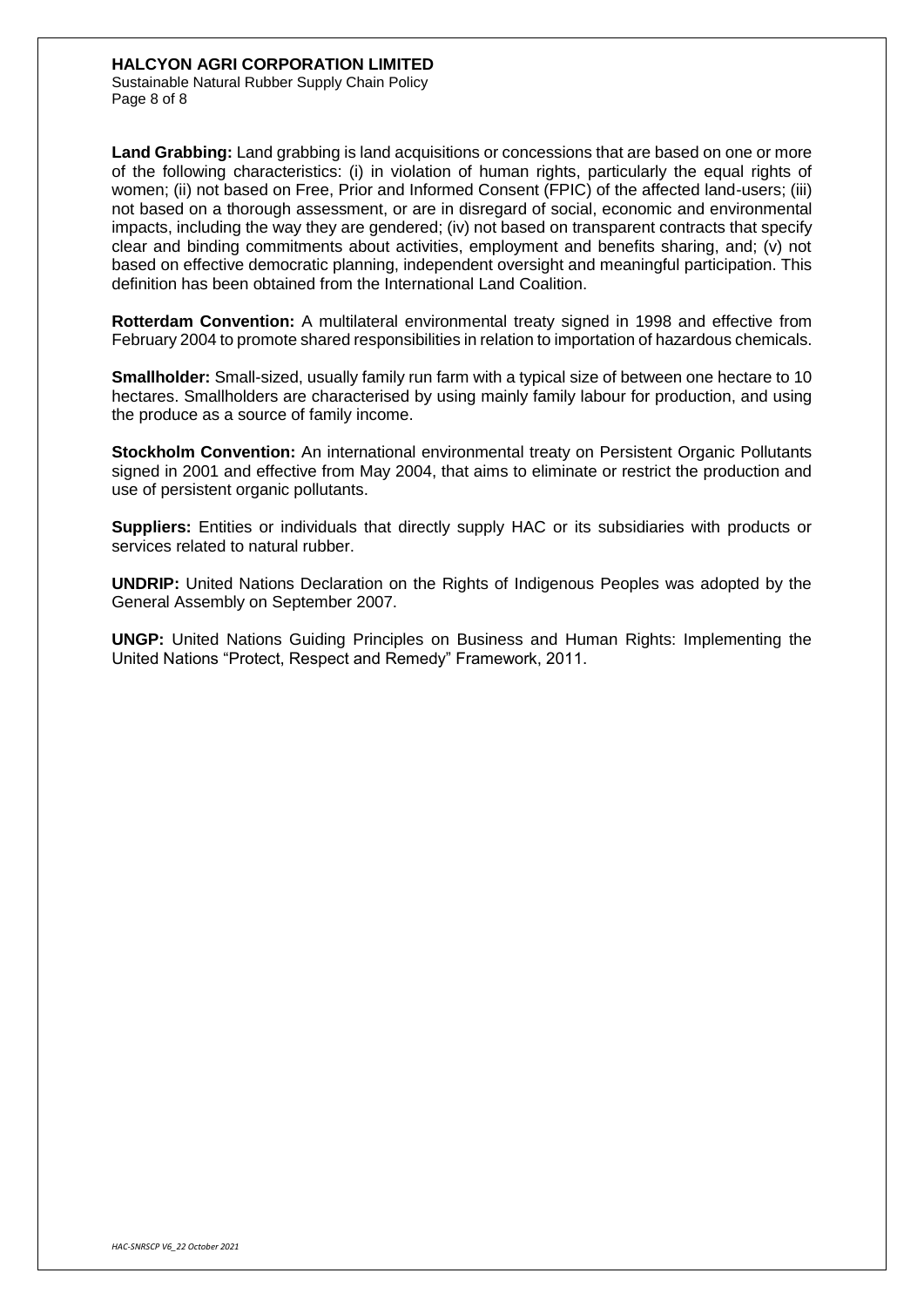**Land Grabbing:** Land grabbing is land acquisitions or concessions that are based on one or more of the following characteristics: (i) in violation of human rights, particularly the equal rights of women; (ii) not based on Free, Prior and Informed Consent (FPIC) of the affected land-users; (iii) not based on a thorough assessment, or are in disregard of social, economic and environmental impacts, including the way they are gendered; (iv) not based on transparent contracts that specify clear and binding commitments about activities, employment and benefits sharing, and; (v) not based on effective democratic planning, independent oversight and meaningful participation. This definition has been obtained from the International Land Coalition.

**Rotterdam Convention:** A multilateral environmental treaty signed in 1998 and effective from February 2004 to promote shared responsibilities in relation to importation of hazardous chemicals.

**Smallholder:** Small-sized, usually family run farm with a typical size of between one hectare to 10 hectares. Smallholders are characterised by using mainly family labour for production, and using the produce as a source of family income.

**Stockholm Convention:** An international environmental treaty on Persistent Organic Pollutants signed in 2001 and effective from May 2004, that aims to eliminate or restrict the production and use of persistent organic pollutants.

**Suppliers:** Entities or individuals that directly supply HAC or its subsidiaries with products or services related to natural rubber.

**UNDRIP:** United Nations Declaration on the Rights of Indigenous Peoples was adopted by the General Assembly on September 2007.

**UNGP:** United Nations Guiding Principles on Business and Human Rights: Implementing the United Nations "Protect, Respect and Remedy" Framework, 2011.